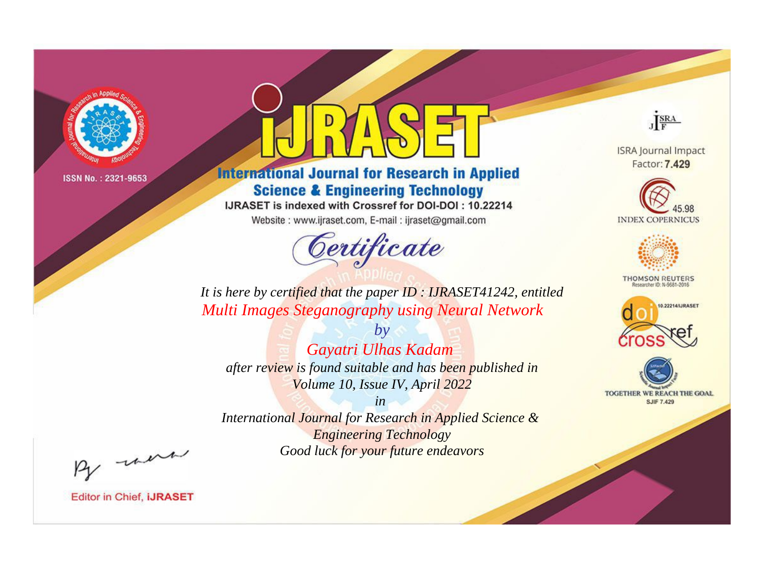ISSN No. : 2321-9653

# iJRASET

## International Journal for Research in Applied Science & Engineering Technology

IJRASET is indexed with Crossref for DOI-DOI : 10.22214

Website : www.ijraset.com, E-mail : ijraset@gmail.com

ISRA Journal Impact Factor: **7.429**

45.98 INDEX COPERNICUS

THOMSON REUTERS Researcher ID: N-9681-2016

10.22214/IJRASET

TOGETHER WE REACH THE GOAL SJIF 7.429

# *Certificate*

*It is here by certified that the paper ID : IJRASET41242, entitled*

*Multi Images Steganography using Neural Network*

*by*

*Gayatri Ulhas Kadam*

*after review is found suitable and has been published in*

*Volume 10, Issue IV, April 2022*

*in*

*International Journal for Research in Applied Science & Engineering Technology*

*Good luck for your future endeavors*

Editor in Chief, **iJRASET**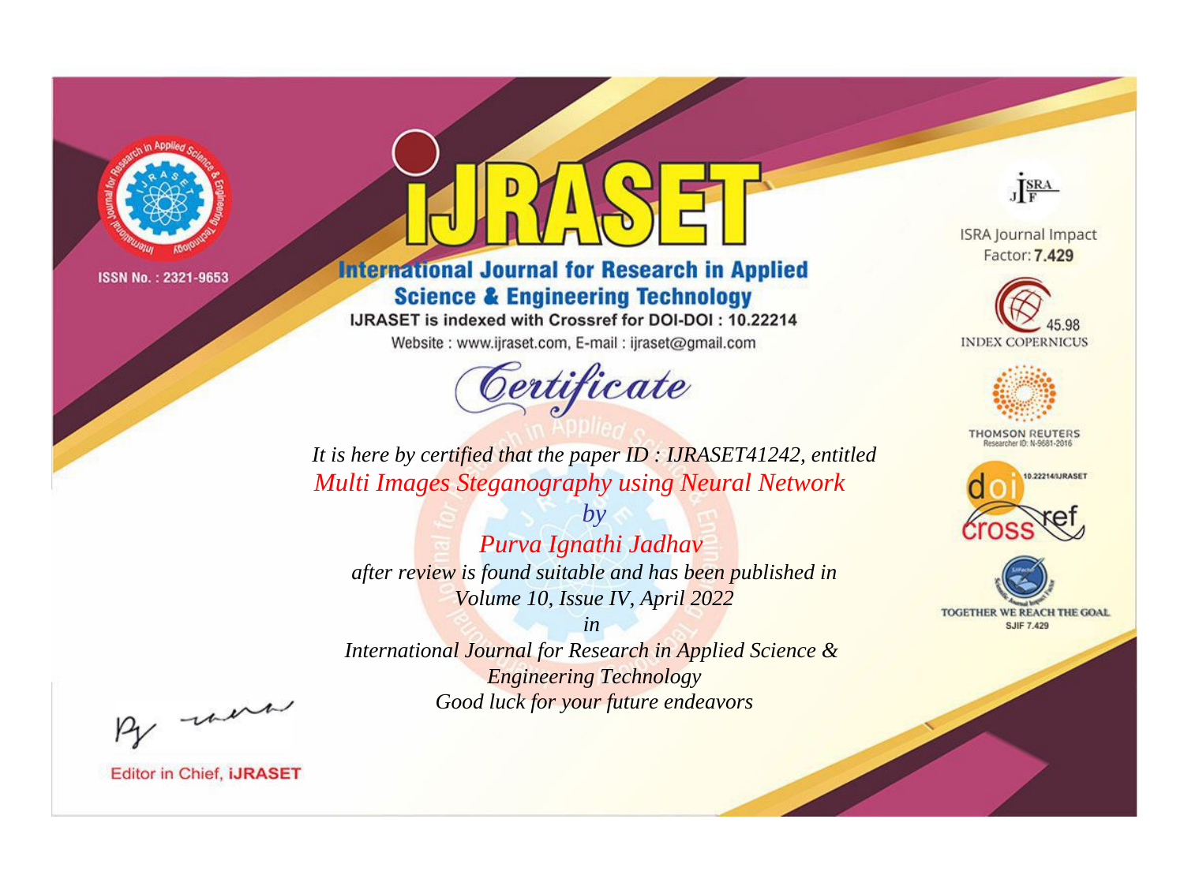ISSN No. : 2321-9653

# iJRASET

## International Journal for Research in Applied Science & Engineering Technology

IJRASET is indexed with Crossref for DOI-DOI : 10.22214

Website : www.ijraset.com, E-mail : ijraset@gmail.com

# *Certificate*

*It is here by certified that the paper ID : IJRASET41242, entitled*

*Multi Images Steganography using Neural Network*

*by*

*Purva Ignathi Jadhav*

*after review is found suitable and has been published in*

*Volume 10, Issue IV, April 2022*

*in*

*International Journal for Research in Applied Science & Engineering Technology*

*Good luck for your future endeavors*

ISRA Journal Impact Factor: **7.429**

45.98 INDEX COPERNICUS

THOMSON REUTERS Researcher ID: N-9681-2016

10.22214/IJRASET

TOGETHER WE REACH THE GOAL SJIF 7.429

Editor in Chief, **iJRASET**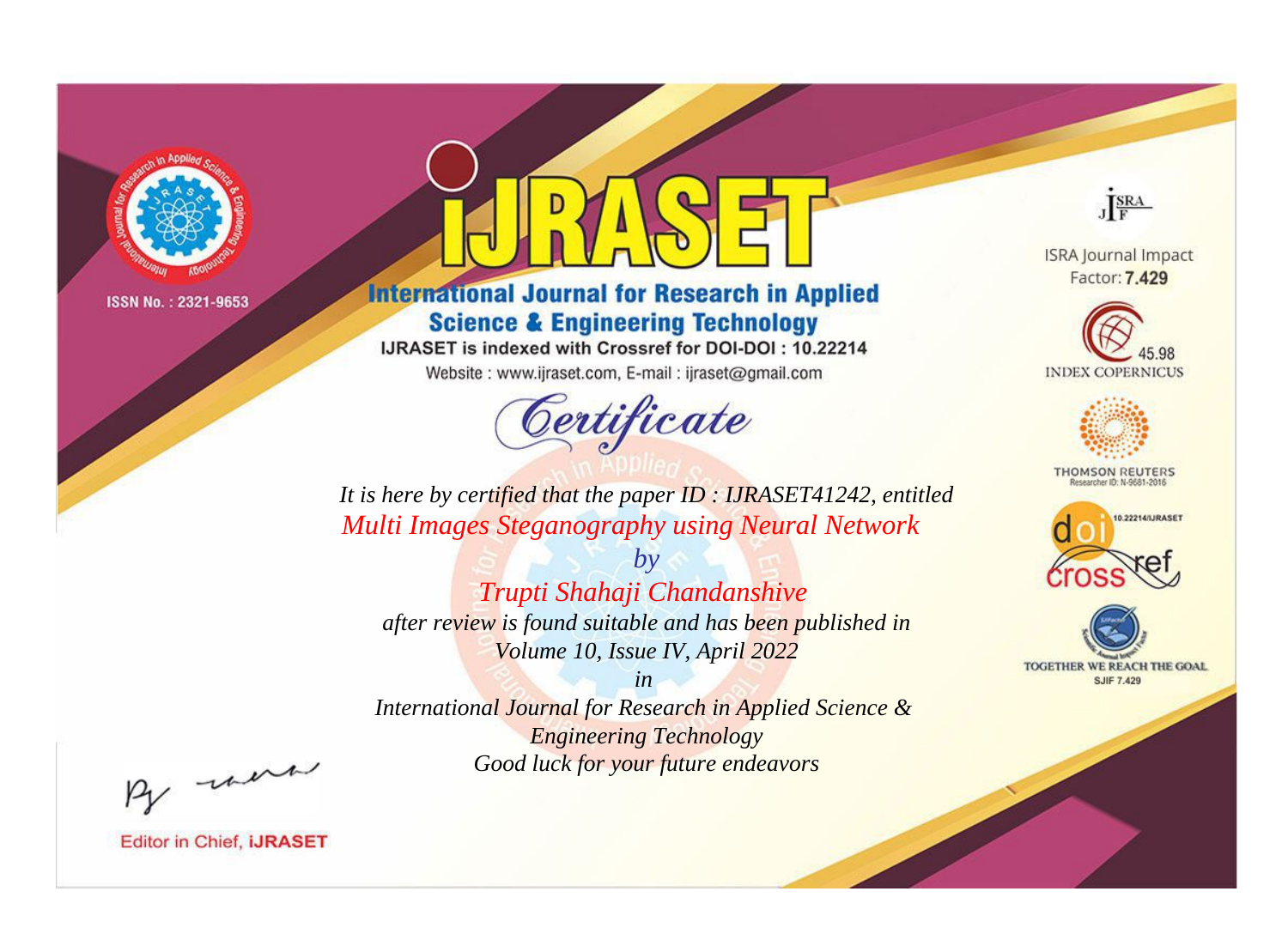ISSN No. : 2321-9653

# iJRASET

## International Journal for Research in Applied Science & Engineering Technology

IJRASET is indexed with Crossref for DOI-DOI : 10.22214

Website : www.ijraset.com, E-mail : ijraset@gmail.com

ISRA Journal Impact Factor: **7.429**

45.98 INDEX COPERNICUS

THOMSON REUTERS Researcher ID: N-9681-2016

10.22214/IJRASET

TOGETHER WE REACH THE GOAL SJIF 7.429

# *Certificate*

*It is here by certified that the paper ID : IJRASET41242, entitled*

*Multi Images Steganography using Neural Network*

*by*

*Trupti Shahaji Chandanshive*

*after review is found suitable and has been published in*

*Volume 10, Issue IV, April 2022*

*in*

*International Journal for Research in Applied Science & Engineering Technology*

*Good luck for your future endeavors*

Editor in Chief, **iJRASET**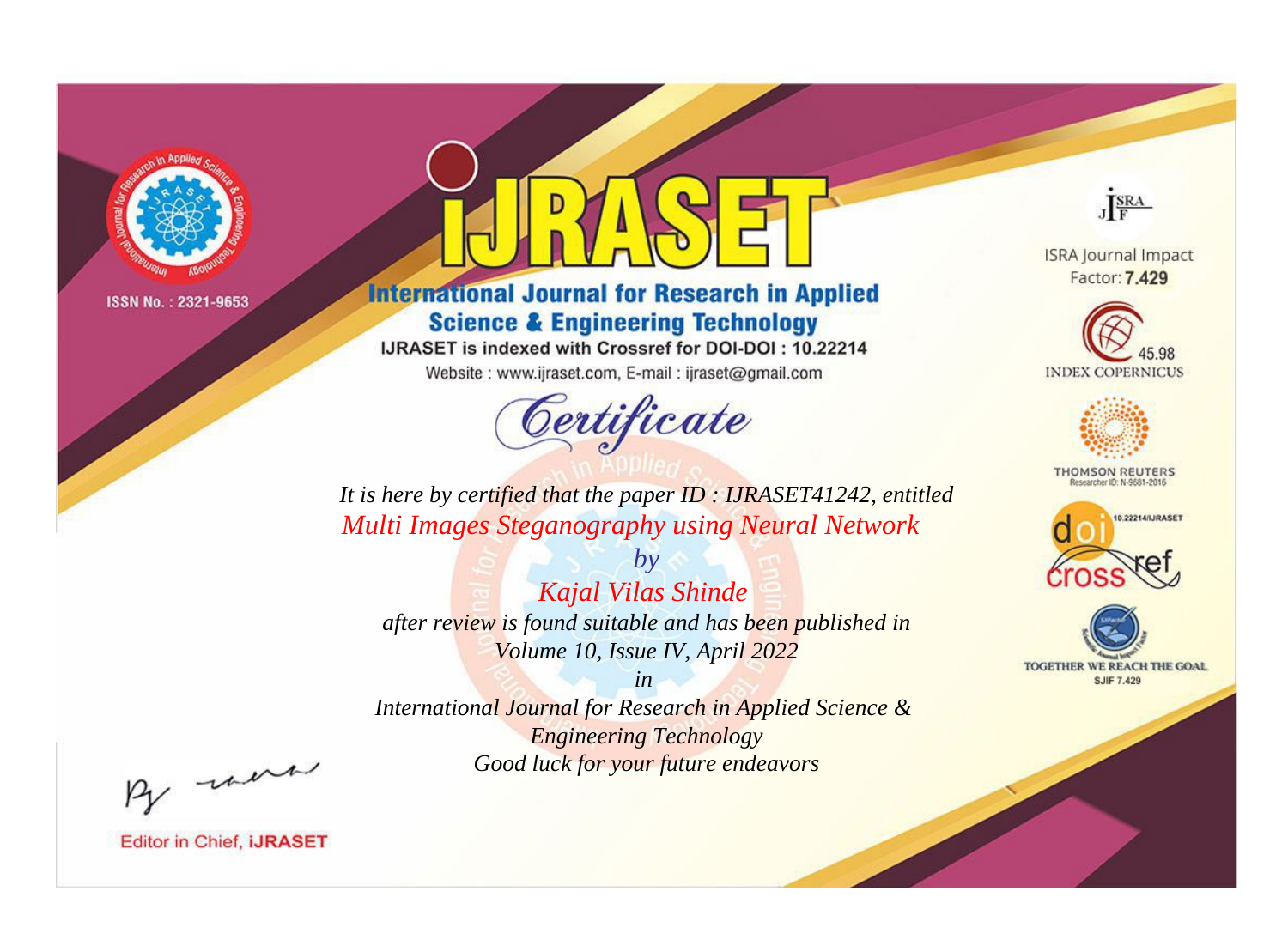ISSN No. : 2321-9653

# iJRASET

## International Journal for Research in Applied Science & Engineering Technology

IJRASET is indexed with Crossref for DOI-DOI : 10.22214

Website : www.ijraset.com, E-mail : ijraset@gmail.com

ISRA Journal Impact Factor: **7.429**

45.98 INDEX COPERNICUS

THOMSON REUTERS Researcher ID: N-9681-2016

10.22214/IJRASET

TOGETHER WE REACH THE GOAL SJIF 7.429

# *Certificate*

*It is here by certified that the paper ID : IJRASET41242, entitled*

*Multi Images Steganography using Neural Network*

*by*

*Kajal Vilas Shinde*

*after review is found suitable and has been published in*

*Volume 10, Issue IV, April 2022*

*in*

*International Journal for Research in Applied Science & Engineering Technology*

*Good luck for your future endeavors*

Editor in Chief, **iJRASET**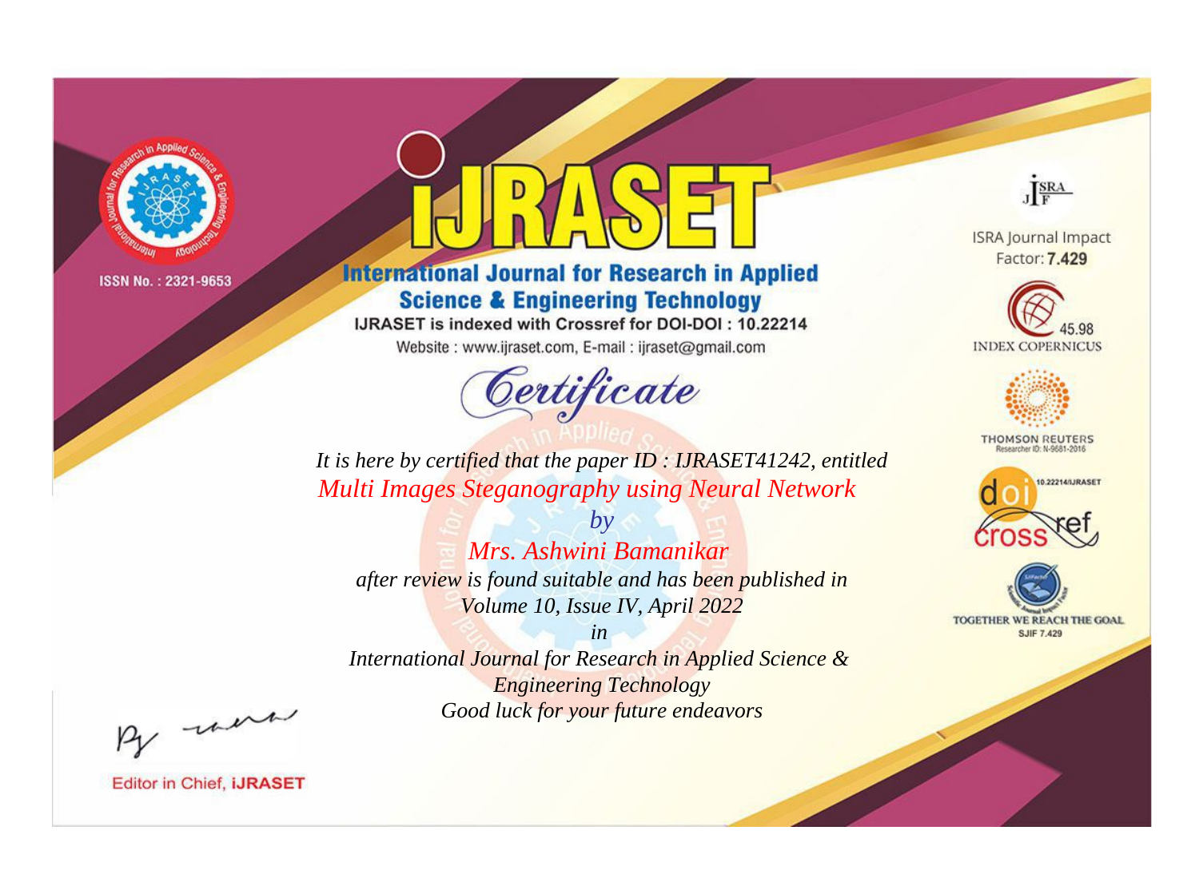ISSN No. : 2321-9653

# iJRASET

## International Journal for Research in Applied Science & Engineering Technology

IJRASET is indexed with Crossref for DOI-DOI : 10.22214

Website : www.ijraset.com, E-mail : ijraset@gmail.com

*Certificate*

*It is here by certified that the paper ID : IJRASET41242, entitled*

*Multi Images Steganography using Neural Network*

*by*

*Mrs. Ashwini Bamanikar*

*after review is found suitable and has been published in*

*Volume 10, Issue IV, April 2022*

*in*

*International Journal for Research in Applied Science & Engineering Technology*

*Good luck for your future endeavors*

ISRA Journal Impact Factor: **7.429**

45.98 INDEX COPERNICUS

THOMSON REUTERS Researcher ID: N-9681-2016

10.22214/IJRASET

TOGETHER WE REACH THE GOAL SJIF 7.429

Editor in Chief, **iJRASET**